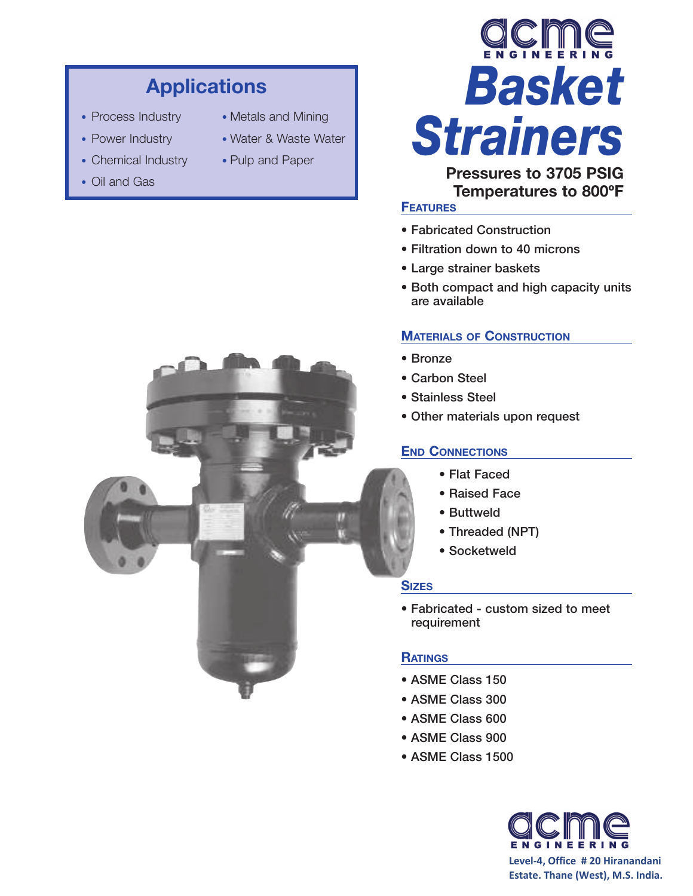# acme ENGINEERING

# Basket Strainers

**Pressures to 3705 PSIG**
**Temperatures to 800ºF**

## Applications

- Process Industry
- Power Industry
- Chemical Industry
- Oil and Gas
- Metals and Mining
- Water & Waste Water
- Pulp and Paper

## Features

- Fabricated Construction
- Filtration down to 40 microns
- Large strainer baskets
- Both compact and high capacity units are available

## Materials of Construction

- Bronze
- Carbon Steel
- Stainless Steel
- Other materials upon request

## End Connections

- Flat Faced
- Raised Face
- Buttweld
- Threaded (NPT)
- Socketweld

## Sizes

- Fabricated - custom sized to meet requirement

## Ratings

- ASME Class 150
- ASME Class 300
- ASME Class 600
- ASME Class 900
- ASME Class 1500

acme ENGINEERING

Level-4, Office # 20 Hiranandani Estate. Thane (West), M.S. India.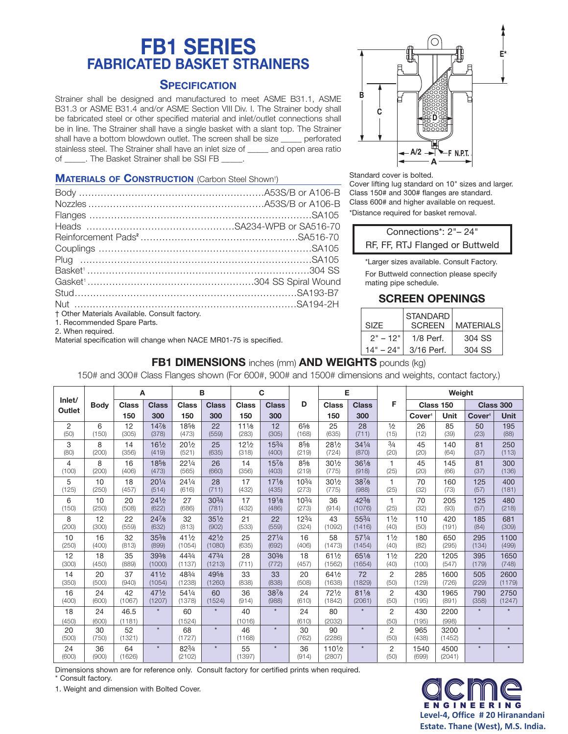# FB1 SERIES
## FABRICATED BASKET STRAINERS

### SPECIFICATION

Strainer shall be designed and manufactured to meet ASME B31.1, ASME B31.3 or ASME B31.4 and/or ASME Section VIII Div. I. The Strainer body shall be fabricated steel or other specified material and inlet/outlet connections shall be in line. The Strainer shall have a single basket with a slant top. The Strainer shall have a bottom blowdown outlet. The screen shall be size _____ perforated stainless steel. The Strainer shall have an inlet size of _____ and open area ratio of _____. The Basket Strainer shall be SSI FB _____.

### MATERIALS OF CONSTRUCTION (Carbon Steel Shown†)

- Body ........ A53S/B or A106-B
- Nozzles ........ A53S/B or A106-B
- Flanges ........ SA105
- Heads ........ SA234-WPB or SA516-70
- Reinforcement Pads[2] ........ SA516-70
- Couplings ........ SA105
- Plug ........ SA105
- Basket[1] ........ 304 SS
- Gasket[1] ........ 304 SS Spiral Wound
- Stud ........ SA193-B7
- Nut ........ SA194-2H

† Other Materials Available. Consult factory.
1. Recommended Spare Parts.
2. When required.
Material specification will change when NACE MR01-75 is specified.

B
C
D
E*
A/2
F N.P.T.
A

Standard cover is bolted.
Cover lifting lug standard on 10" sizes and larger.
Class 150# and 300# flanges are standard.
Class 600# and higher available on request.
*Distance required for basket removal.

Connections*: 2"– 24"
RF, FF, RTJ Flanged or Buttweld

*Larger sizes available. Consult Factory.

For Buttweld connection please specify mating pipe schedule.

### SCREEN OPENINGS

| SIZE | STANDARD SCREEN | MATERIALS |
|---|---|---|
| 2" – 12" | 1/8 Perf. | 304 SS |
| 14" – 24" | 3/16 Perf. | 304 SS |

### FB1 DIMENSIONS inches (mm) AND WEIGHTS pounds (kg)

150# and 300# Class Flanges shown (For 600#, 900# and 1500# dimensions and weights, contact factory.)

| Inlet/ Outlet | Body | A | | B | | C | | D | E | | F | Weight | | | |
|---|---|---|---|---|---|---|---|---|---|---|---|---|---|---|---|
| | | Class 150 | Class 300 | Class 150 | Class 300 | Class 150 | Class 300 | | Class 150 | Class 300 | | Class 150 | | Class 300 | |
| | | | | | | | | | | | | Cover[1] | Unit | Cover[1] | Unit |
| 2 (50) | 6 (150) | 12 (305) | 14⅞ (378) | 18⅝ (473) | 22 (559) | 11⅛ (283) | 12 (305) | 6⅝ (168) | 25 (635) | 28 (711) | ½ (15) | 26 (12) | 85 (39) | 50 (23) | 195 (88) |
| 3 (80) | 8 (200) | 14 (356) | 16½ (419) | 20½ (521) | 25 (635) | 12½ (318) | 15¾ (400) | 8⅝ (219) | 28½ (724) | 34¼ (870) | ¾ (20) | 45 (20) | 140 (64) | 81 (37) | 250 (113) |
| 4 (100) | 8 (200) | 16 (406) | 18⅝ (473) | 22¼ (565) | 26 (660) | 14 (356) | 15⅞ (403) | 8⅝ (219) | 30½ (775) | 36⅛ (918) | 1 (25) | 45 (20) | 145 (66) | 81 (37) | 300 (136) |
| 5 (125) | 10 (250) | 18 (457) | 20¼ (514) | 24¼ (616) | 28 (711) | 17 (432) | 17⅛ (435) | 10¾ (273) | 30½ (775) | 38⅞ (988) | 1 (25) | 70 (32) | 160 (73) | 125 (57) | 400 (181) |
| 6 (150) | 10 (250) | 20 (508) | 24½ (622) | 27 (686) | 30¾ (781) | 17 (432) | 19⅛ (486) | 10¾ (273) | 36 (914) | 42⅜ (1076) | 1 (25) | 70 (32) | 205 (93) | 125 (57) | 480 (218) |
| 8 (200) | 12 (300) | 22 (559) | 24⅞ (632) | 32 (813) | 35½ (902) | 21 (533) | 22 (559) | 12¾ (324) | 43 (1092) | 55¾ (1416) | 1½ (40) | 110 (50) | 420 (191) | 185 (84) | 681 (309) |
| 10 (250) | 16 (400) | 32 (813) | 35⅜ (899) | 41½ (1054) | 42½ (1080) | 25 (635) | 27¼ (692) | 16 (406) | 58 (1473) | 57¼ (1454) | 1½ (40) | 180 (82) | 650 (295) | 295 (134) | 1100 (499) |
| 12 (300) | 18 (450) | 35 (889) | 39⅜ (1000) | 44¾ (1137) | 47¾ (1213) | 28 (711) | 30⅜ (772) | 18 (457) | 61½ (1562) | 65⅛ (1654) | 1½ (40) | 220 (100) | 1205 (547) | 395 (179) | 1650 (748) |
| 14 (350) | 20 (500) | 37 (940) | 41½ (1054) | 48¾ (1238) | 49⅝ (1260) | 33 (838) | 33 (838) | 20 (508) | 64½ (1638) | 72 (1829) | 2 (50) | 285 (129) | 1600 (726) | 505 (229) | 2600 (1179) |
| 16 (400) | 24 (600) | 42 (1067) | 47½ (1207) | 54¼ (1378) | 60 (1524) | 36 (914) | 38⅞ (988) | 24 (610) | 72½ (1842) | 81⅛ (2061) | 2 (50) | 430 (195) | 1965 (891) | 790 (358) | 2750 (1247) |
| 18 (450) | 24 (600) | 46.5 (1181) | * | 60 (1524) | * | 40 (1016) | * | 24 (610) | 80 (2032) | * | 2 (50) | 430 (195) | 2200 (998) | * | * |
| 20 (500) | 30 (750) | 52 (1321) | * | 68 (1727) | * | 46 (1168) | * | 30 (762) | 90 (2286) | * | 2 (50) | 965 (438) | 3200 (1452) | * | * |
| 24 (600) | 36 (900) | 64 (1626) | * | 82¾ (2102) | * | 55 (1397) | * | 36 (914) | 110½ (2807) | * | 2 (50) | 1540 (699) | 4500 (2041) | * | * |

Dimensions shown are for reference only. Consult factory for certified prints when required.
* Consult factory.

1. Weight and dimension with Bolted Cover.

acme ENGINEERING
Level-4, Office # 20 Hiranandani Estate. Thane (West), M.S. India.